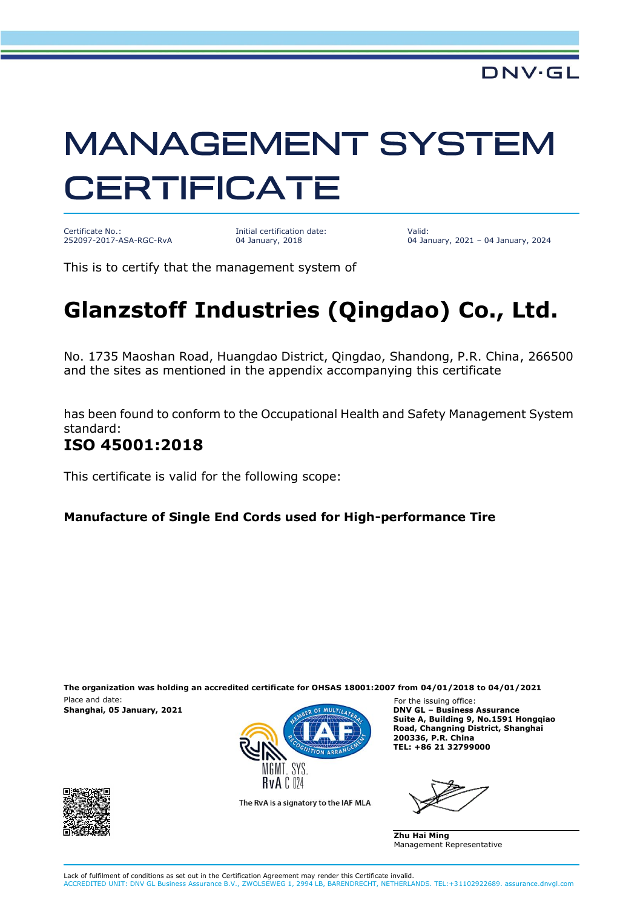DNV·GL

# MANAGEMENT SYSTEM CERTIFICATE

| Certificate No.: | Initial certification date: | Valid: |
|---|---|---|
| 252097-2017-ASA-RGC-RvA | 04 January, 2018 | 04 January, 2021 – 04 January, 2024 |

This is to certify that the management system of

## Glanzstoff Industries (Qingdao) Co., Ltd.

No. 1735 Maoshan Road, Huangdao District, Qingdao, Shandong, P.R. China, 266500
and the sites as mentioned in the appendix accompanying this certificate

has been found to conform to the Occupational Health and Safety Management System standard:

### ISO 45001:2018

This certificate is valid for the following scope:

**Manufacture of Single End Cords used for High-performance Tire**

**The organization was holding an accredited certificate for OHSAS 18001:2007 from 04/01/2018 to 04/01/2021**

Place and date:
**Shanghai, 05 January, 2021**

MGMT. SYS.
RvA C 024

The RvA is a signatory to the IAF MLA

For the issuing office:
**DNV GL – Business Assurance**
**Suite A, Building 9, No.1591 Hongqiao Road, Changning District, Shanghai 200336, P.R. China**
**TEL: +86 21 32799000**

**Zhu Hai Ming**
Management Representative

Lack of fulfilment of conditions as set out in the Certification Agreement may render this Certificate invalid.
ACCREDITED UNIT: DNV GL Business Assurance B.V., ZWOLSEWEG 1, 2994 LB, BARENDRECHT, NETHERLANDS. TEL:+31102922689. assurance.dnvgl.com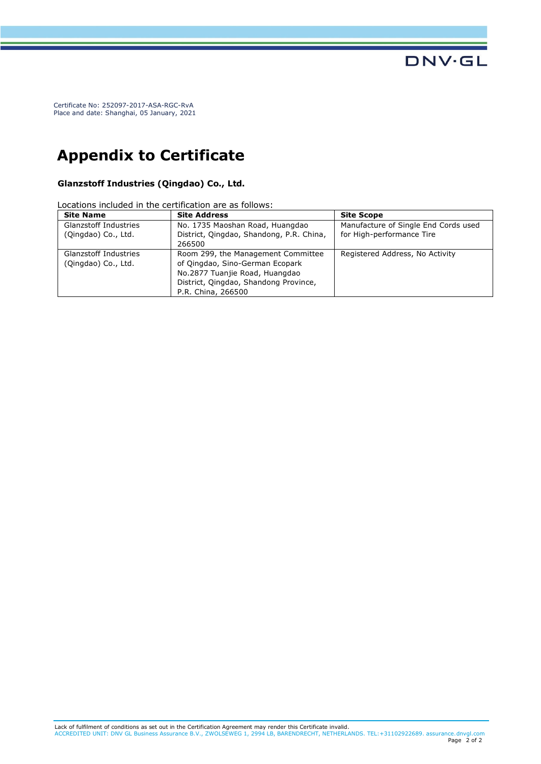Certificate No: 252097-2017-ASA-RGC-RvA
Place and date: Shanghai, 05 January, 2021

# Appendix to Certificate

**Glanzstoff Industries (Qingdao) Co., Ltd.**

Locations included in the certification are as follows:

| Site Name | Site Address | Site Scope |
|---|---|---|
| Glanzstoff Industries (Qingdao) Co., Ltd. | No. 1735 Maoshan Road, Huangdao District, Qingdao, Shandong, P.R. China, 266500 | Manufacture of Single End Cords used for High-performance Tire |
| Glanzstoff Industries (Qingdao) Co., Ltd. | Room 299, the Management Committee of Qingdao, Sino-German Ecopark No.2877 Tuanjie Road, Huangdao District, Qingdao, Shandong Province, P.R. China, 266500 | Registered Address, No Activity |

Lack of fulfilment of conditions as set out in the Certification Agreement may render this Certificate invalid.
ACCREDITED UNIT: DNV GL Business Assurance B.V., ZWOLSEWEG 1, 2994 LB, BARENDRECHT, NETHERLANDS. TEL:+31102922689. assurance.dnvgl.com